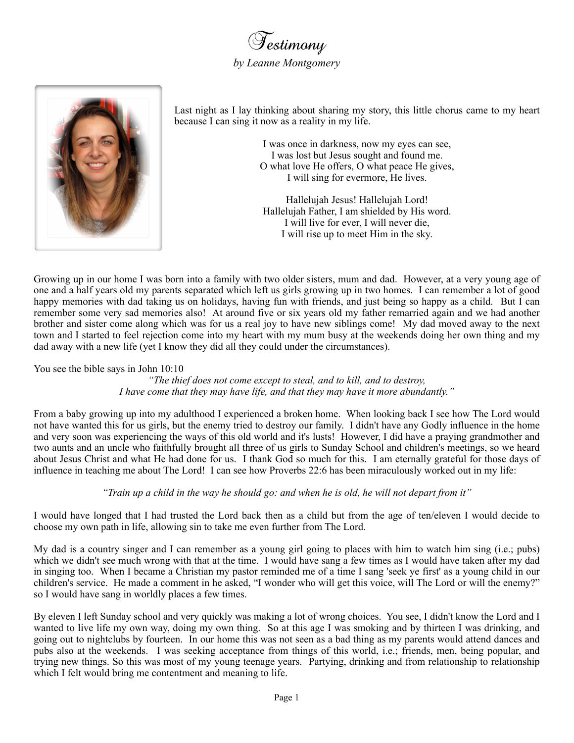# Testimony

*by Leanne Montgomery*

Last night as I lay thinking about sharing my story, this little chorus came to my heart because I can sing it now as a reality in my life.

I was once in darkness, now my eyes can see,
I was lost but Jesus sought and found me.
O what love He offers, O what peace He gives,
I will sing for evermore, He lives.

Hallelujah Jesus! Hallelujah Lord!
Hallelujah Father, I am shielded by His word.
I will live for ever, I will never die,
I will rise up to meet Him in the sky.

Growing up in our home I was born into a family with two older sisters, mum and dad. However, at a very young age of one and a half years old my parents separated which left us girls growing up in two homes. I can remember a lot of good happy memories with dad taking us on holidays, having fun with friends, and just being so happy as a child. But I can remember some very sad memories also! At around five or six years old my father remarried again and we had another brother and sister come along which was for us a real joy to have new siblings come! My dad moved away to the next town and I started to feel rejection come into my heart with my mum busy at the weekends doing her own thing and my dad away with a new life (yet I know they did all they could under the circumstances).

You see the bible says in John 10:10

*"The thief does not come except to steal, and to kill, and to destroy, I have come that they may have life, and that they may have it more abundantly."*

From a baby growing up into my adulthood I experienced a broken home. When looking back I see how The Lord would not have wanted this for us girls, but the enemy tried to destroy our family. I didn't have any Godly influence in the home and very soon was experiencing the ways of this old world and it's lusts! However, I did have a praying grandmother and two aunts and an uncle who faithfully brought all three of us girls to Sunday School and children's meetings, so we heard about Jesus Christ and what He had done for us. I thank God so much for this. I am eternally grateful for those days of influence in teaching me about The Lord! I can see how Proverbs 22:6 has been miraculously worked out in my life:

*"Train up a child in the way he should go: and when he is old, he will not depart from it"*

I would have longed that I had trusted the Lord back then as a child but from the age of ten/eleven I would decide to choose my own path in life, allowing sin to take me even further from The Lord.

My dad is a country singer and I can remember as a young girl going to places with him to watch him sing (i.e.; pubs) which we didn't see much wrong with that at the time. I would have sang a few times as I would have taken after my dad in singing too. When I became a Christian my pastor reminded me of a time I sang 'seek ye first' as a young child in our children's service. He made a comment in he asked, "I wonder who will get this voice, will The Lord or will the enemy?" so I would have sang in worldly places a few times.

By eleven I left Sunday school and very quickly was making a lot of wrong choices. You see, I didn't know the Lord and I wanted to live life my own way, doing my own thing. So at this age I was smoking and by thirteen I was drinking, and going out to nightclubs by fourteen. In our home this was not seen as a bad thing as my parents would attend dances and pubs also at the weekends. I was seeking acceptance from things of this world, i.e.; friends, men, being popular, and trying new things. So this was most of my young teenage years. Partying, drinking and from relationship to relationship which I felt would bring me contentment and meaning to life.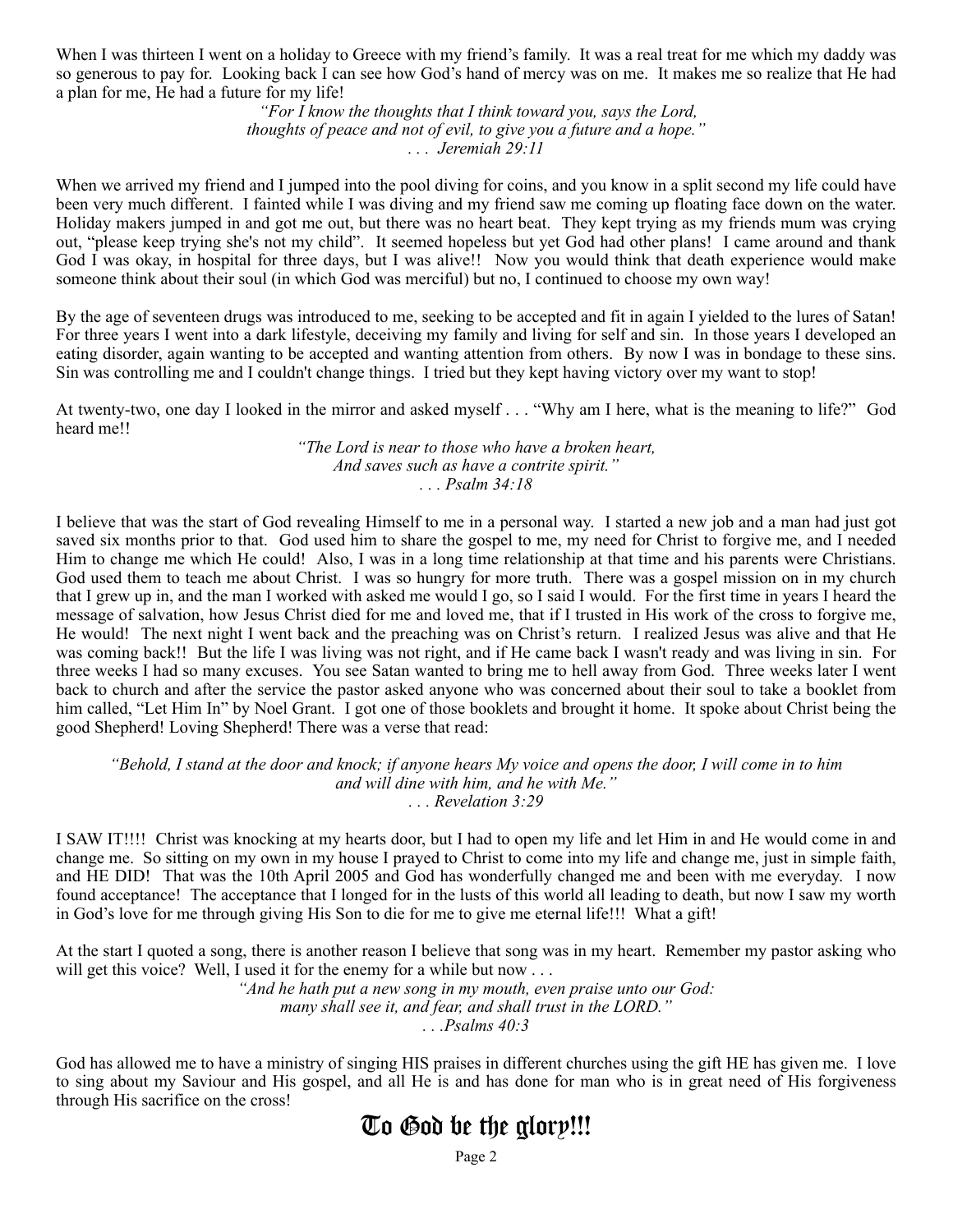When I was thirteen I went on a holiday to Greece with my friend's family. It was a real treat for me which my daddy was so generous to pay for. Looking back I can see how God's hand of mercy was on me. It makes me so realize that He had a plan for me, He had a future for my life!

*"For I know the thoughts that I think toward you, says the Lord,*
*thoughts of peace and not of evil, to give you a future and a hope."*
*. . . Jeremiah 29:11*

When we arrived my friend and I jumped into the pool diving for coins, and you know in a split second my life could have been very much different. I fainted while I was diving and my friend saw me coming up floating face down on the water. Holiday makers jumped in and got me out, but there was no heart beat. They kept trying as my friends mum was crying out, "please keep trying she's not my child". It seemed hopeless but yet God had other plans! I came around and thank God I was okay, in hospital for three days, but I was alive!! Now you would think that death experience would make someone think about their soul (in which God was merciful) but no, I continued to choose my own way!

By the age of seventeen drugs was introduced to me, seeking to be accepted and fit in again I yielded to the lures of Satan! For three years I went into a dark lifestyle, deceiving my family and living for self and sin. In those years I developed an eating disorder, again wanting to be accepted and wanting attention from others. By now I was in bondage to these sins. Sin was controlling me and I couldn't change things. I tried but they kept having victory over my want to stop!

At twenty-two, one day I looked in the mirror and asked myself . . . "Why am I here, what is the meaning to life?" God heard me!!

*"The Lord is near to those who have a broken heart,*
*And saves such as have a contrite spirit."*
*. . . Psalm 34:18*

I believe that was the start of God revealing Himself to me in a personal way. I started a new job and a man had just got saved six months prior to that. God used him to share the gospel to me, my need for Christ to forgive me, and I needed Him to change me which He could! Also, I was in a long time relationship at that time and his parents were Christians. God used them to teach me about Christ. I was so hungry for more truth. There was a gospel mission on in my church that I grew up in, and the man I worked with asked me would I go, so I said I would. For the first time in years I heard the message of salvation, how Jesus Christ died for me and loved me, that if I trusted in His work of the cross to forgive me, He would! The next night I went back and the preaching was on Christ's return. I realized Jesus was alive and that He was coming back!! But the life I was living was not right, and if He came back I wasn't ready and was living in sin. For three weeks I had so many excuses. You see Satan wanted to bring me to hell away from God. Three weeks later I went back to church and after the service the pastor asked anyone who was concerned about their soul to take a booklet from him called, "Let Him In" by Noel Grant. I got one of those booklets and brought it home. It spoke about Christ being the good Shepherd! Loving Shepherd! There was a verse that read:

*"Behold, I stand at the door and knock; if anyone hears My voice and opens the door, I will come in to him and will dine with him, and he with Me."*
*. . . Revelation 3:29*

I SAW IT!!!! Christ was knocking at my hearts door, but I had to open my life and let Him in and He would come in and change me. So sitting on my own in my house I prayed to Christ to come into my life and change me, just in simple faith, and HE DID! That was the 10th April 2005 and God has wonderfully changed me and been with me everyday. I now found acceptance! The acceptance that I longed for in the lusts of this world all leading to death, but now I saw my worth in God's love for me through giving His Son to die for me to give me eternal life!!! What a gift!

At the start I quoted a song, there is another reason I believe that song was in my heart. Remember my pastor asking who will get this voice? Well, I used it for the enemy for a while but now . . .

*"And he hath put a new song in my mouth, even praise unto our God:*
*many shall see it, and fear, and shall trust in the LORD."*
*. . .Psalms 40:3*

God has allowed me to have a ministry of singing HIS praises in different churches using the gift HE has given me. I love to sing about my Saviour and His gospel, and all He is and has done for man who is in great need of His forgiveness through His sacrifice on the cross!

# To God be the glory!!!